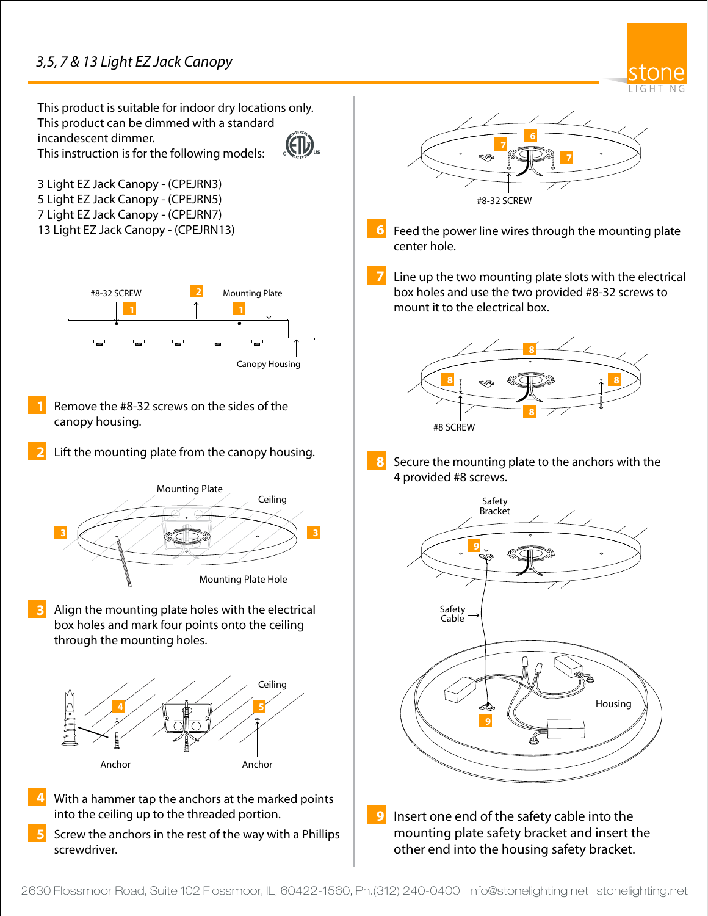# *3,5,7 & 13 Light EZ Jack Canopy*

This product is suitable for indoor dry locations only.
This product can be dimmed with a standard incandescent dimmer.
This instruction is for the following models:

3 Light EZ Jack Canopy - (CPEJRN3)
5 Light EZ Jack Canopy - (CPEJRN5)
7 Light EZ Jack Canopy - (CPEJRN7)
13 Light EZ Jack Canopy - (CPEJRN13)

**1** Remove the #8-32 screws on the sides of the canopy housing.

**2** Lift the mounting plate from the canopy housing.

**3** Align the mounting plate holes with the electrical box holes and mark four points onto the ceiling through the mounting holes.

**4** With a hammer tap the anchors at the marked points into the ceiling up to the threaded portion.

**5** Screw the anchors in the rest of the way with a Phillips screwdriver.

**6** Feed the power line wires through the mounting plate center hole.

**7** Line up the two mounting plate slots with the electrical box holes and use the two provided #8-32 screws to mount it to the electrical box.

**8** Secure the mounting plate to the anchors with the 4 provided #8 screws.

**9** Insert one end of the safety cable into the mounting plate safety bracket and insert the other end into the housing safety bracket.

2630 Flossmoor Road, Suite 102 Flossmoor, IL, 60422-1560, Ph.(312) 240-0400 info@stonelighting.net stonelighting.net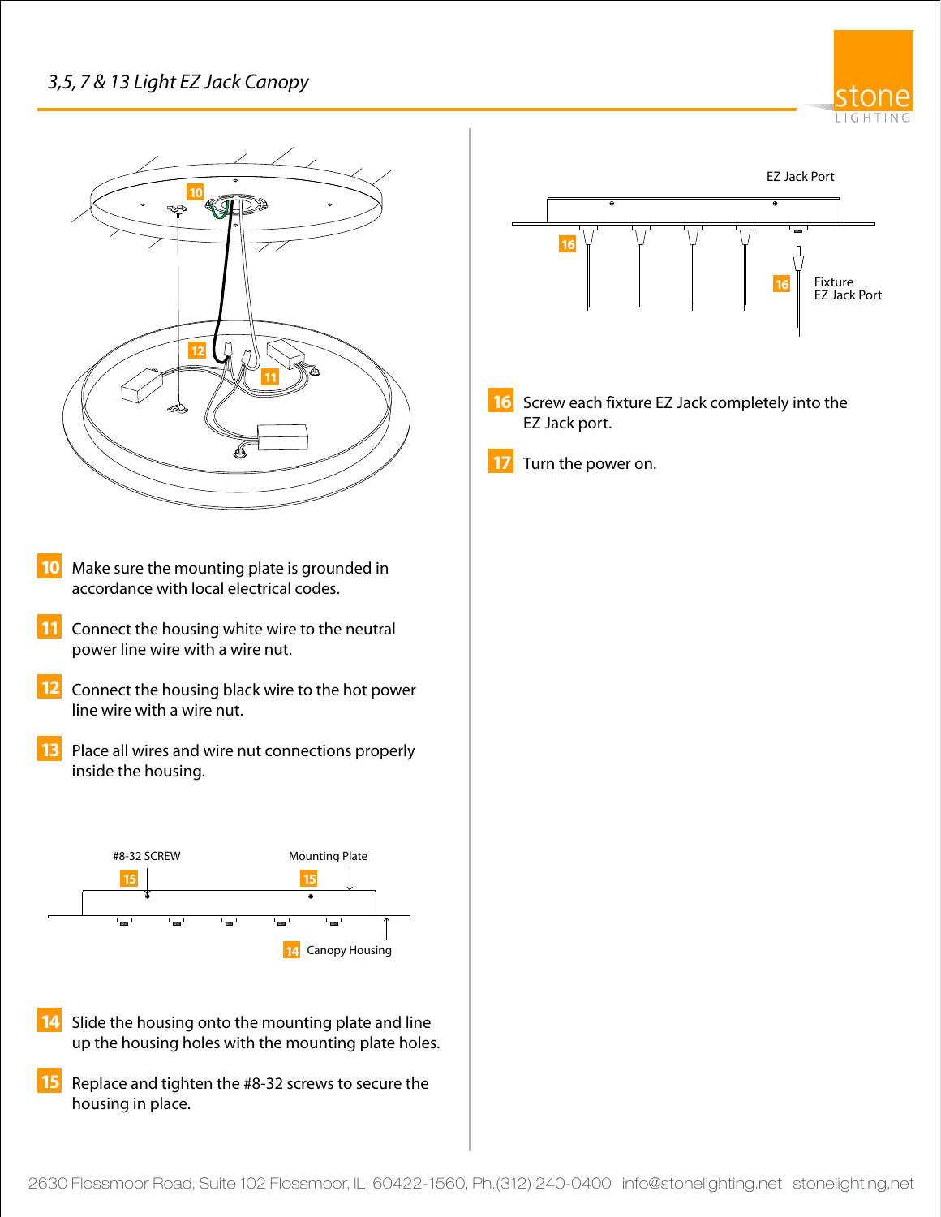# 3,5,7 & 13 Light EZ Jack Canopy

10 Make sure the mounting plate is grounded in accordance with local electrical codes.

11 Connect the housing white wire to the neutral power line wire with a wire nut.

12 Connect the housing black wire to the hot power line wire with a wire nut.

13 Place all wires and wire nut connections properly inside the housing.

#8-32 SCREW

Mounting Plate

Canopy Housing

14 Slide the housing onto the mounting plate and line up the housing holes with the mounting plate holes.

15 Replace and tighten the #8-32 screws to secure the housing in place.

EZ Jack Port

Fixture EZ Jack Port

16 Screw each fixture EZ Jack completely into the EZ Jack port.

17 Turn the power on.

2630 Flossmoor Road, Suite 102 Flossmoor, IL, 60422-1560, Ph.(312) 240-0400 info@stonelighting.net stonelighting.net